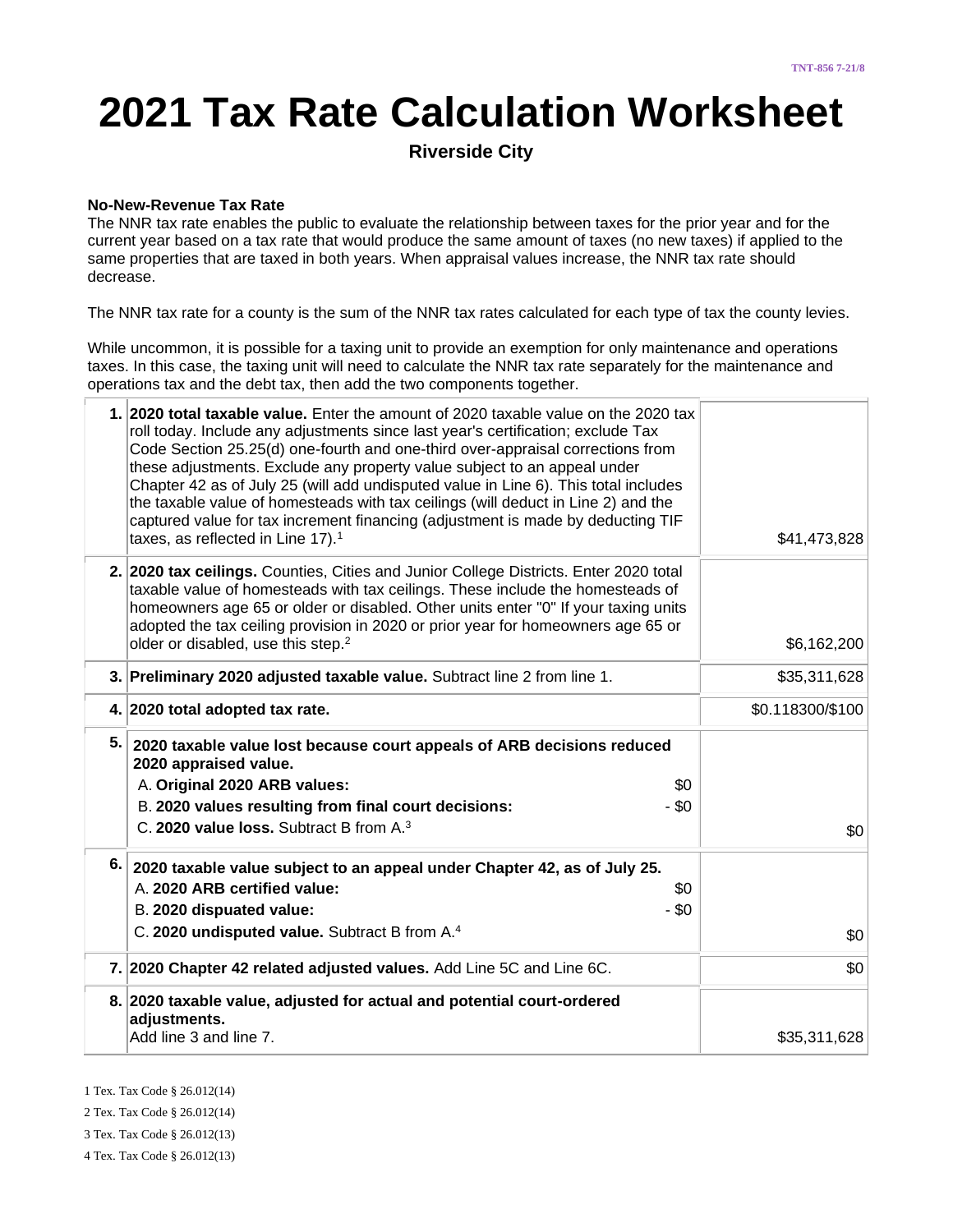# 2021 Tax Rate Calculation Worksheet

**Riverside City**

**No-New-Revenue Tax Rate**

The NNR tax rate enables the public to evaluate the relationship between taxes for the prior year and for the current year based on a tax rate that would produce the same amount of taxes (no new taxes) if applied to the same properties that are taxed in both years. When appraisal values increase, the NNR tax rate should decrease.

The NNR tax rate for a county is the sum of the NNR tax rates calculated for each type of tax the county levies.

While uncommon, it is possible for a taxing unit to provide an exemption for only maintenance and operations taxes. In this case, the taxing unit will need to calculate the NNR tax rate separately for the maintenance and operations tax and the debt tax, then add the two components together.

| | | |
|---|---|---|
| 1. | **2020 total taxable value.** Enter the amount of 2020 taxable value on the 2020 tax roll today. Include any adjustments since last year's certification; exclude Tax Code Section 25.25(d) one-fourth and one-third over-appraisal corrections from these adjustments. Exclude any property value subject to an appeal under Chapter 42 as of July 25 (will add undisputed value in Line 6). This total includes the taxable value of homesteads with tax ceilings (will deduct in Line 2) and the captured value for tax increment financing (adjustment is made by deducting TIF taxes, as reflected in Line 17).[1] | $41,473,828 |
| 2. | **2020 tax ceilings.** Counties, Cities and Junior College Districts. Enter 2020 total taxable value of homesteads with tax ceilings. These include the homesteads of homeowners age 65 or older or disabled. Other units enter "0" If your taxing units adopted the tax ceiling provision in 2020 or prior year for homeowners age 65 or older or disabled, use this step.[2] | $6,162,200 |
| 3. | **Preliminary 2020 adjusted taxable value.** Subtract line 2 from line 1. | $35,311,628 |
| 4. | **2020 total adopted tax rate.** | $0.118300/$100 |
| 5. | **2020 taxable value lost because court appeals of ARB decisions reduced 2020 appraised value.**<br>A. **Original 2020 ARB values:** $0<br>B. **2020 values resulting from final court decisions:** - $0<br>C. **2020 value loss.** Subtract B from A.[3] | $0 |
| 6. | **2020 taxable value subject to an appeal under Chapter 42, as of July 25.**<br>A. **2020 ARB certified value:** $0<br>B. **2020 disputed value:** - $0<br>C. **2020 undisputed value.** Subtract B from A.[4] | $0 |
| 7. | **2020 Chapter 42 related adjusted values.** Add Line 5C and Line 6C. | $0 |
| 8. | **2020 taxable value, adjusted for actual and potential court-ordered adjustments.**<br>Add line 3 and line 7. | $35,311,628 |

1 Tex. Tax Code § 26.012(14)

2 Tex. Tax Code § 26.012(14)

3 Tex. Tax Code § 26.012(13)

4 Tex. Tax Code § 26.012(13)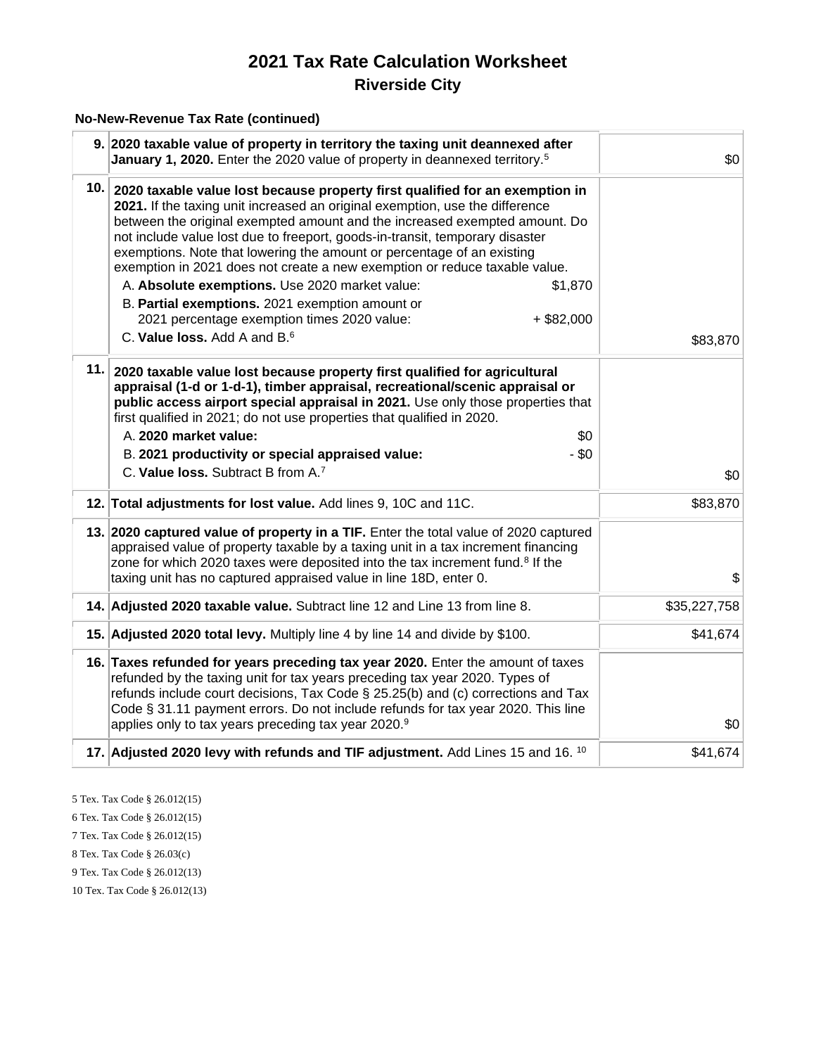# 2021 Tax Rate Calculation Worksheet

## Riverside City

### No-New-Revenue Tax Rate (continued)

| Line | Description | Amount |
|---|---|---|
| 9. | **2020 taxable value of property in territory the taxing unit deannexed after January 1, 2020.** Enter the 2020 value of property in deannexed territory.[5] | $0 |
| 10. | **2020 taxable value lost because property first qualified for an exemption in 2021.** If the taxing unit increased an original exemption, use the difference between the original exempted amount and the increased exempted amount. Do not include value lost due to freeport, goods-in-transit, temporary disaster exemptions. Note that lowering the amount or percentage of an existing exemption in 2021 does not create a new exemption or reduce taxable value.<br>A. **Absolute exemptions.** Use 2020 market value: $1,870<br>B. **Partial exemptions.** 2021 exemption amount or 2021 percentage exemption times 2020 value: + $82,000<br>C. **Value loss.** Add A and B.[6] | $83,870 |
| 11. | **2020 taxable value lost because property first qualified for agricultural appraisal (1-d or 1-d-1), timber appraisal, recreational/scenic appraisal or public access airport special appraisal in 2021.** Use only those properties that first qualified in 2021; do not use properties that qualified in 2020.<br>A. **2020 market value:** $0<br>B. **2021 productivity or special appraised value:** - $0<br>C. **Value loss.** Subtract B from A.[7] | $0 |
| 12. | **Total adjustments for lost value.** Add lines 9, 10C and 11C. | $83,870 |
| 13. | **2020 captured value of property in a TIF.** Enter the total value of 2020 captured appraised value of property taxable by a taxing unit in a tax increment financing zone for which 2020 taxes were deposited into the tax increment fund.[8] If the taxing unit has no captured appraised value in line 18D, enter 0. | $ |
| 14. | **Adjusted 2020 taxable value.** Subtract line 12 and Line 13 from line 8. | $35,227,758 |
| 15. | **Adjusted 2020 total levy.** Multiply line 4 by line 14 and divide by $100. | $41,674 |
| 16. | **Taxes refunded for years preceding tax year 2020.** Enter the amount of taxes refunded by the taxing unit for tax years preceding tax year 2020. Types of refunds include court decisions, Tax Code § 25.25(b) and (c) corrections and Tax Code § 31.11 payment errors. Do not include refunds for tax year 2020. This line applies only to tax years preceding tax year 2020.[9] | $0 |
| 17. | **Adjusted 2020 levy with refunds and TIF adjustment.** Add Lines 15 and 16.[10] | $41,674 |

5 Tex. Tax Code § 26.012(15)

6 Tex. Tax Code § 26.012(15)

7 Tex. Tax Code § 26.012(15)

8 Tex. Tax Code § 26.03(c)

9 Tex. Tax Code § 26.012(13)

10 Tex. Tax Code § 26.012(13)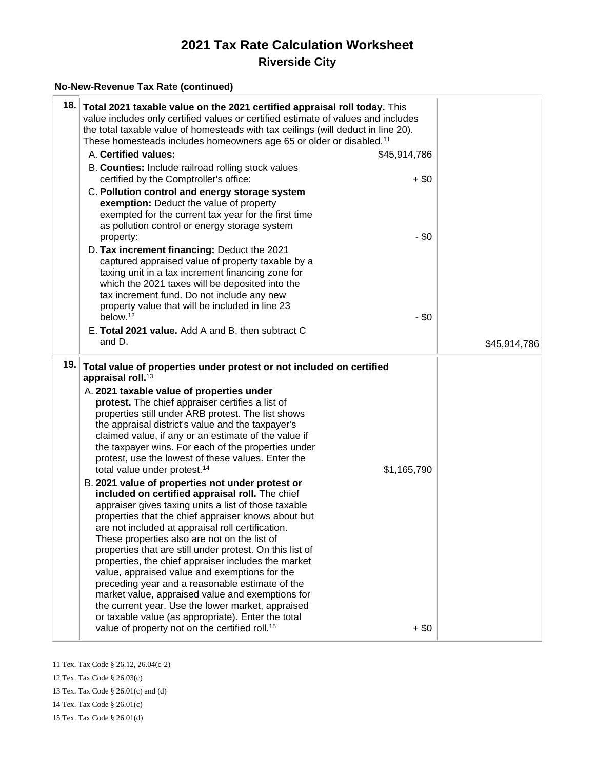# 2021 Tax Rate Calculation Worksheet

## Riverside City

### No-New-Revenue Tax Rate (continued)

| | | |
|---|---|---|
| **18.** | **Total 2021 taxable value on the 2021 certified appraisal roll today.** This value includes only certified values or certified estimate of values and includes the total taxable value of homesteads with tax ceilings (will deduct in line 20). These homesteads includes homeowners age 65 or older or disabled.[11]<br><br>A. **Certified values:** $45,914,786<br><br>B. **Counties:** Include railroad rolling stock values certified by the Comptroller's office: + $0<br><br>C. **Pollution control and energy storage system exemption:** Deduct the value of property exempted for the current tax year for the first time as pollution control or energy storage system property: - $0<br><br>D. **Tax increment financing:** Deduct the 2021 captured appraised value of property taxable by a taxing unit in a tax increment financing zone for which the 2021 taxes will be deposited into the tax increment fund. Do not include any new property value that will be included in line 23 below.[12] - $0<br><br>E. **Total 2021 value.** Add A and B, then subtract C and D. | $45,914,786 |
| **19.** | **Total value of properties under protest or not included on certified appraisal roll.**[13]<br><br>A. **2021 taxable value of properties under protest.** The chief appraiser certifies a list of properties still under ARB protest. The list shows the appraisal district's value and the taxpayer's claimed value, if any or an estimate of the value if the taxpayer wins. For each of the properties under protest, use the lowest of these values. Enter the total value under protest.[14] $1,165,790<br><br>B. **2021 value of properties not under protest or included on certified appraisal roll.** The chief appraiser gives taxing units a list of those taxable properties that the chief appraiser knows about but are not included at appraisal roll certification. These properties also are not on the list of properties that are still under protest. On this list of properties, the chief appraiser includes the market value, appraised value and exemptions for the preceding year and a reasonable estimate of the market value, appraised value and exemptions for the current year. Use the lower market, appraised or taxable value (as appropriate). Enter the total value of property not on the certified roll.[15] + $0 | |

11 Tex. Tax Code § 26.12, 26.04(c-2)

12 Tex. Tax Code § 26.03(c)

13 Tex. Tax Code § 26.01(c) and (d)

14 Tex. Tax Code § 26.01(c)

15 Tex. Tax Code § 26.01(d)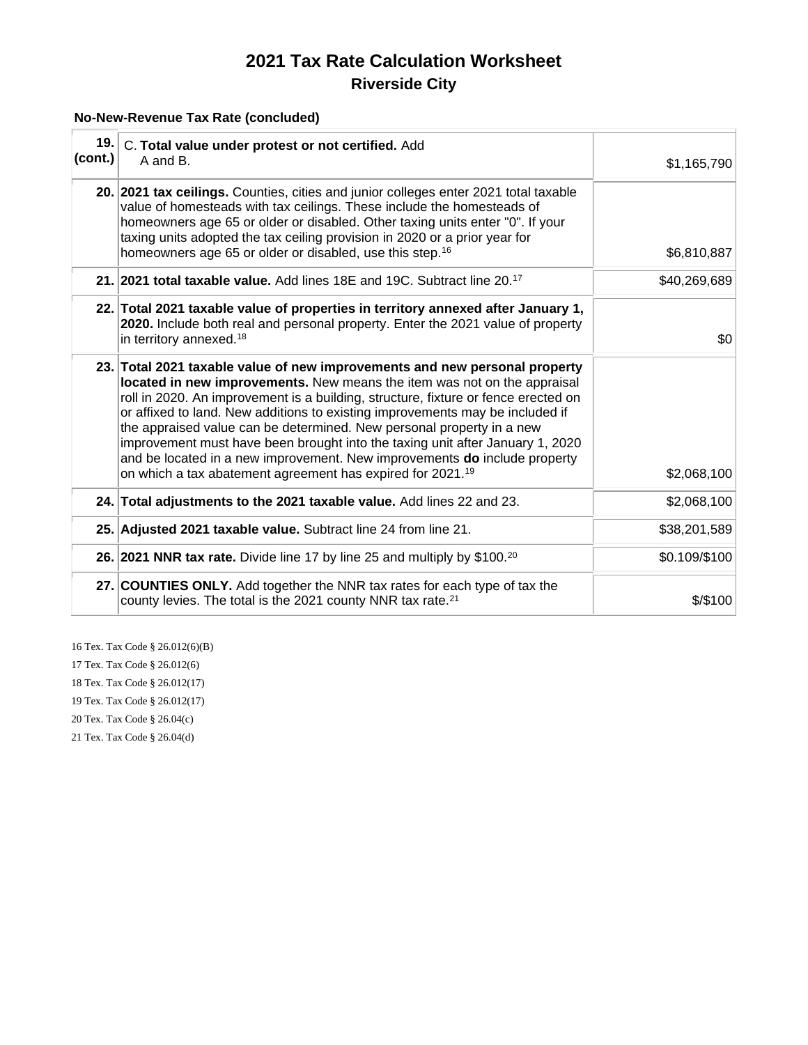# 2021 Tax Rate Calculation Worksheet

## Riverside City

### No-New-Revenue Tax Rate (concluded)

| | | |
|---|---|---|
| 19. (cont.) | C. **Total value under protest or not certified.** Add A and B. | $1,165,790 |
| 20. | **2021 tax ceilings.** Counties, cities and junior colleges enter 2021 total taxable value of homesteads with tax ceilings. These include the homesteads of homeowners age 65 or older or disabled. Other taxing units enter "0". If your taxing units adopted the tax ceiling provision in 2020 or a prior year for homeowners age 65 or older or disabled, use this step.[16] | $6,810,887 |
| 21. | **2021 total taxable value.** Add lines 18E and 19C. Subtract line 20.[17] | $40,269,689 |
| 22. | **Total 2021 taxable value of properties in territory annexed after January 1, 2020.** Include both real and personal property. Enter the 2021 value of property in territory annexed.[18] | $0 |
| 23. | **Total 2021 taxable value of new improvements and new personal property located in new improvements.** New means the item was not on the appraisal roll in 2020. An improvement is a building, structure, fixture or fence erected on or affixed to land. New additions to existing improvements may be included if the appraised value can be determined. New personal property in a new improvement must have been brought into the taxing unit after January 1, 2020 and be located in a new improvement. New improvements **do** include property on which a tax abatement agreement has expired for 2021.[19] | $2,068,100 |
| 24. | **Total adjustments to the 2021 taxable value.** Add lines 22 and 23. | $2,068,100 |
| 25. | **Adjusted 2021 taxable value.** Subtract line 24 from line 21. | $38,201,589 |
| 26. | **2021 NNR tax rate.** Divide line 17 by line 25 and multiply by $100.[20] | $0.109/$100 |
| 27. | **COUNTIES ONLY.** Add together the NNR tax rates for each type of tax the county levies. The total is the 2021 county NNR tax rate.[21] | $/$100 |

16 Tex. Tax Code § 26.012(6)(B)

17 Tex. Tax Code § 26.012(6)

18 Tex. Tax Code § 26.012(17)

19 Tex. Tax Code § 26.012(17)

20 Tex. Tax Code § 26.04(c)

21 Tex. Tax Code § 26.04(d)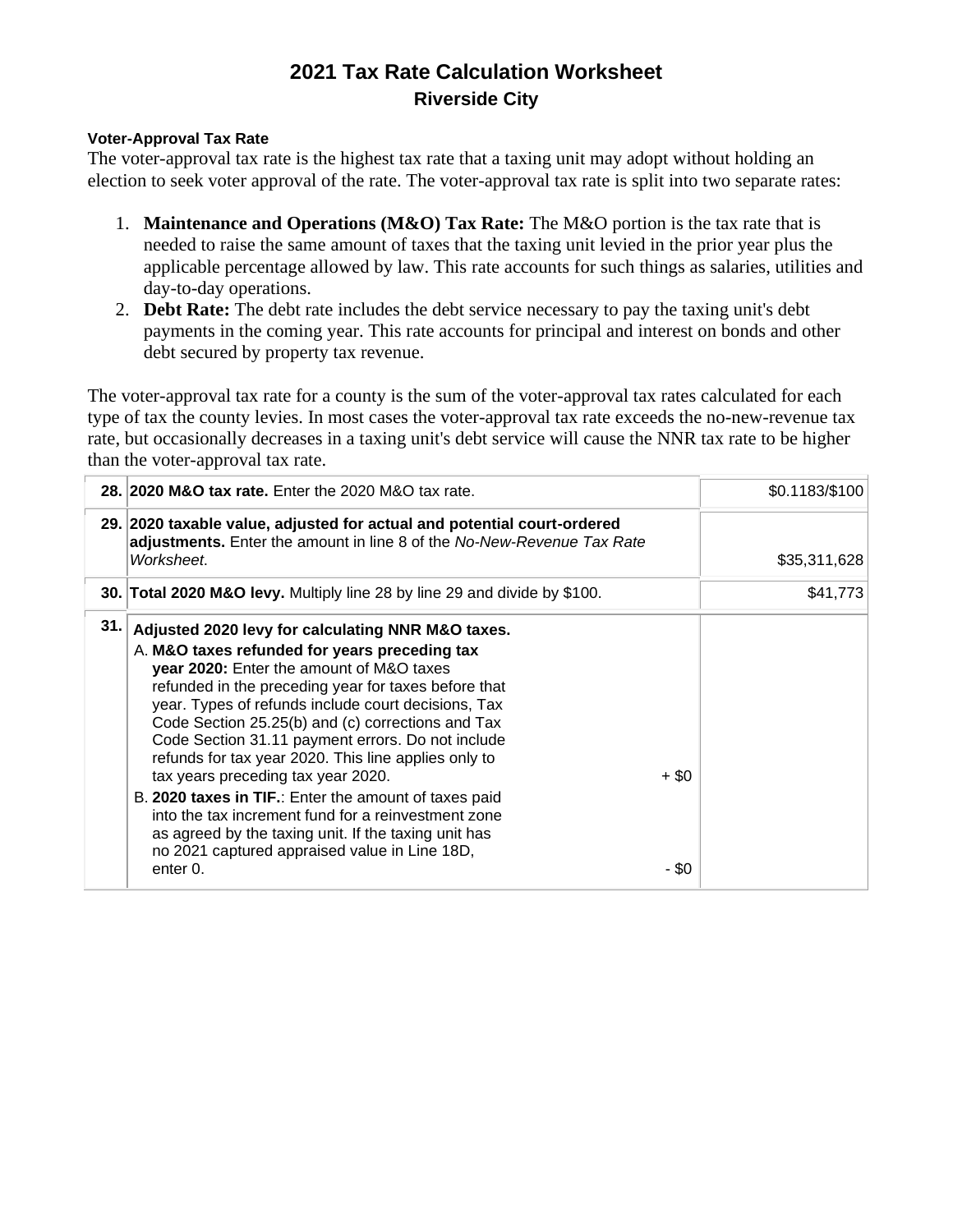# 2021 Tax Rate Calculation Worksheet

## Riverside City

**Voter-Approval Tax Rate**

The voter-approval tax rate is the highest tax rate that a taxing unit may adopt without holding an election to seek voter approval of the rate. The voter-approval tax rate is split into two separate rates:

1. **Maintenance and Operations (M&O) Tax Rate:** The M&O portion is the tax rate that is needed to raise the same amount of taxes that the taxing unit levied in the prior year plus the applicable percentage allowed by law. This rate accounts for such things as salaries, utilities and day-to-day operations.
2. **Debt Rate:** The debt rate includes the debt service necessary to pay the taxing unit's debt payments in the coming year. This rate accounts for principal and interest on bonds and other debt secured by property tax revenue.

The voter-approval tax rate for a county is the sum of the voter-approval tax rates calculated for each type of tax the county levies. In most cases the voter-approval tax rate exceeds the no-new-revenue tax rate, but occasionally decreases in a taxing unit's debt service will cause the NNR tax rate to be higher than the voter-approval tax rate.

| | | | |
|---|---|---|---|
| 28. | **2020 M&O tax rate.** Enter the 2020 M&O tax rate. | | $0.1183/$100 |
| 29. | **2020 taxable value, adjusted for actual and potential court-ordered adjustments.** Enter the amount in line 8 of the *No-New-Revenue Tax Rate Worksheet*. | | $35,311,628 |
| 30. | **Total 2020 M&O levy.** Multiply line 28 by line 29 and divide by $100. | | $41,773 |
| 31. | **Adjusted 2020 levy for calculating NNR M&O taxes.** | | |
| | A. **M&O taxes refunded for years preceding tax year 2020:** Enter the amount of M&O taxes refunded in the preceding year for taxes before that year. Types of refunds include court decisions, Tax Code Section 25.25(b) and (c) corrections and Tax Code Section 31.11 payment errors. Do not include refunds for tax year 2020. This line applies only to tax years preceding tax year 2020. | + $0 | |
| | B. **2020 taxes in TIF.**: Enter the amount of taxes paid into the tax increment fund for a reinvestment zone as agreed by the taxing unit. If the taxing unit has no 2021 captured appraised value in Line 18D, enter 0. | - $0 | |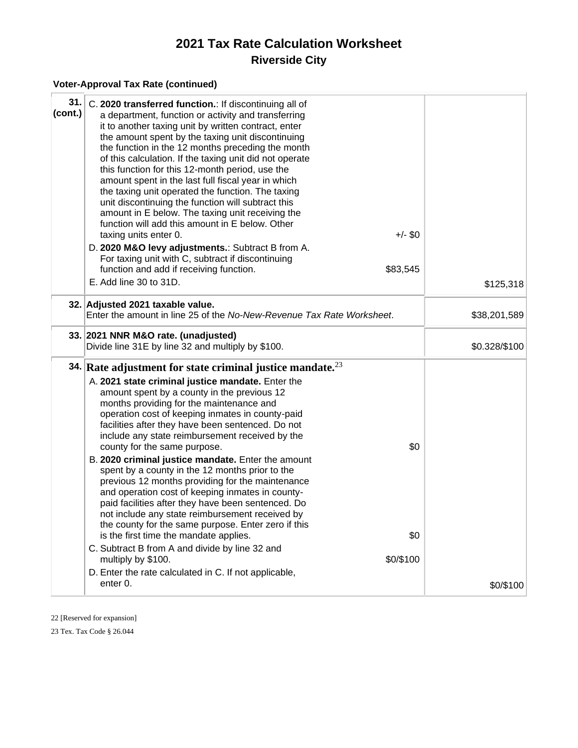# 2021 Tax Rate Calculation Worksheet

## Riverside City

### Voter-Approval Tax Rate (continued)

| Line | Description | | Amount |
|---|---|---|---|
| 31. (cont.) | C. **2020 transferred function.**: If discontinuing all of a department, function or activity and transferring it to another taxing unit by written contract, enter the amount spent by the taxing unit discontinuing the function in the 12 months preceding the month of this calculation. If the taxing unit did not operate this function for this 12-month period, use the amount spent in the last full fiscal year in which the taxing unit operated the function. The taxing unit discontinuing the function will subtract this amount in E below. The taxing unit receiving the function will add this amount in E below. Other taxing units enter 0. | +/- $0 | |
| | D. **2020 M&O levy adjustments.**: Subtract B from A. For taxing unit with C, subtract if discontinuing function and add if receiving function. | $83,545 | |
| | E. Add line 30 to 31D. | | $125,318 |
| 32. | **Adjusted 2021 taxable value.** Enter the amount in line 25 of the *No-New-Revenue Tax Rate Worksheet*. | | $38,201,589 |
| 33. | **2021 NNR M&O rate. (unadjusted)** Divide line 31E by line 32 and multiply by $100. | | $0.328/$100 |
| 34. | **Rate adjustment for state criminal justice mandate.**[23] | | |
| | A. **2021 state criminal justice mandate.** Enter the amount spent by a county in the previous 12 months providing for the maintenance and operation cost of keeping inmates in county-paid facilities after they have been sentenced. Do not include any state reimbursement received by the county for the same purpose. | $0 | |
| | B. **2020 criminal justice mandate.** Enter the amount spent by a county in the 12 months prior to the previous 12 months providing for the maintenance and operation cost of keeping inmates in county-paid facilities after they have been sentenced. Do not include any state reimbursement received by the county for the same purpose. Enter zero if this is the first time the mandate applies. | $0 | |
| | C. Subtract B from A and divide by line 32 and multiply by $100. | $0/$100 | |
| | D. Enter the rate calculated in C. If not applicable, enter 0. | | $0/$100 |

22 [Reserved for expansion]

23 Tex. Tax Code § 26.044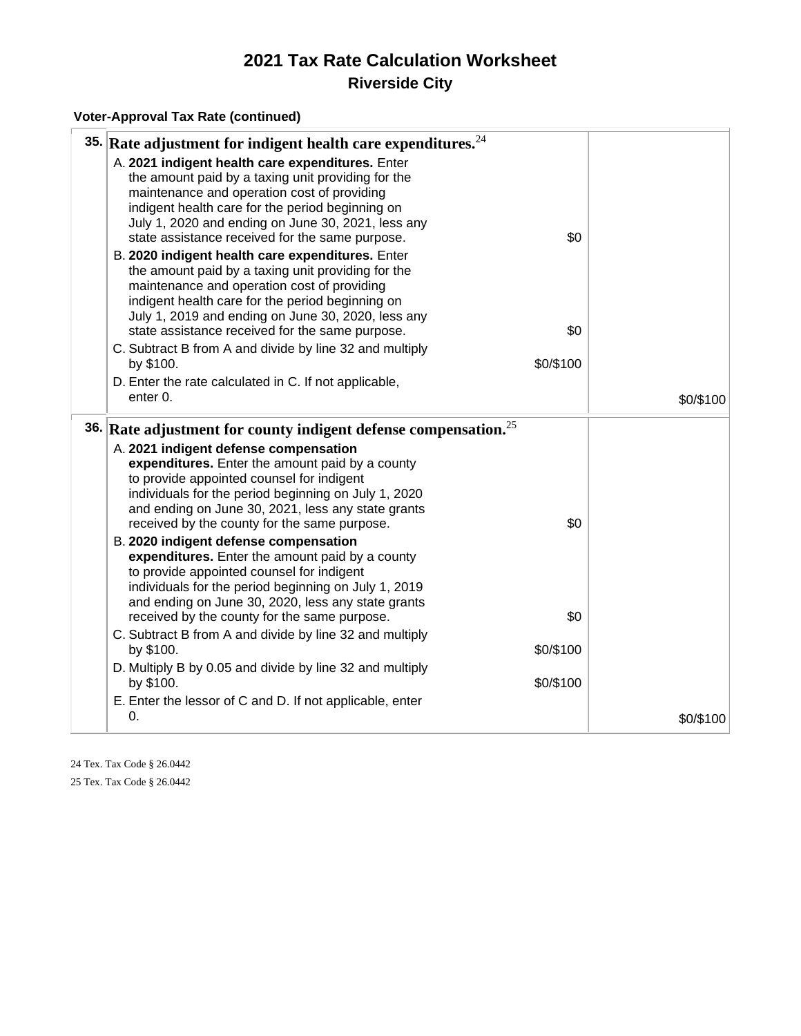# 2021 Tax Rate Calculation Worksheet

## Riverside City

### Voter-Approval Tax Rate (continued)

| Line | Voter-Approval Tax Rate Worksheet | | Amount/Rate |
|---|---|---|---|
| 35. | **Rate adjustment for indigent health care expenditures.**[24] | | |
| | A. **2021 indigent health care expenditures.** Enter the amount paid by a taxing unit providing for the maintenance and operation cost of providing indigent health care for the period beginning on July 1, 2020 and ending on June 30, 2021, less any state assistance received for the same purpose. | $0 | |
| | B. **2020 indigent health care expenditures.** Enter the amount paid by a taxing unit providing for the maintenance and operation cost of providing indigent health care for the period beginning on July 1, 2019 and ending on June 30, 2020, less any state assistance received for the same purpose. | $0 | |
| | C. Subtract B from A and divide by line 32 and multiply by $100. | $0/$100 | |
| | D. Enter the rate calculated in C. If not applicable, enter 0. | | $0/$100 |
| 36. | **Rate adjustment for county indigent defense compensation.**[25] | | |
| | A. **2021 indigent defense compensation expenditures.** Enter the amount paid by a county to provide appointed counsel for indigent individuals for the period beginning on July 1, 2020 and ending on June 30, 2021, less any state grants received by the county for the same purpose. | $0 | |
| | B. **2020 indigent defense compensation expenditures.** Enter the amount paid by a county to provide appointed counsel for indigent individuals for the period beginning on July 1, 2019 and ending on June 30, 2020, less any state grants received by the county for the same purpose. | $0 | |
| | C. Subtract B from A and divide by line 32 and multiply by $100. | $0/$100 | |
| | D. Multiply B by 0.05 and divide by line 32 and multiply by $100. | $0/$100 | |
| | E. Enter the lessor of C and D. If not applicable, enter 0. | | $0/$100 |

24 Tex. Tax Code § 26.0442

25 Tex. Tax Code § 26.0442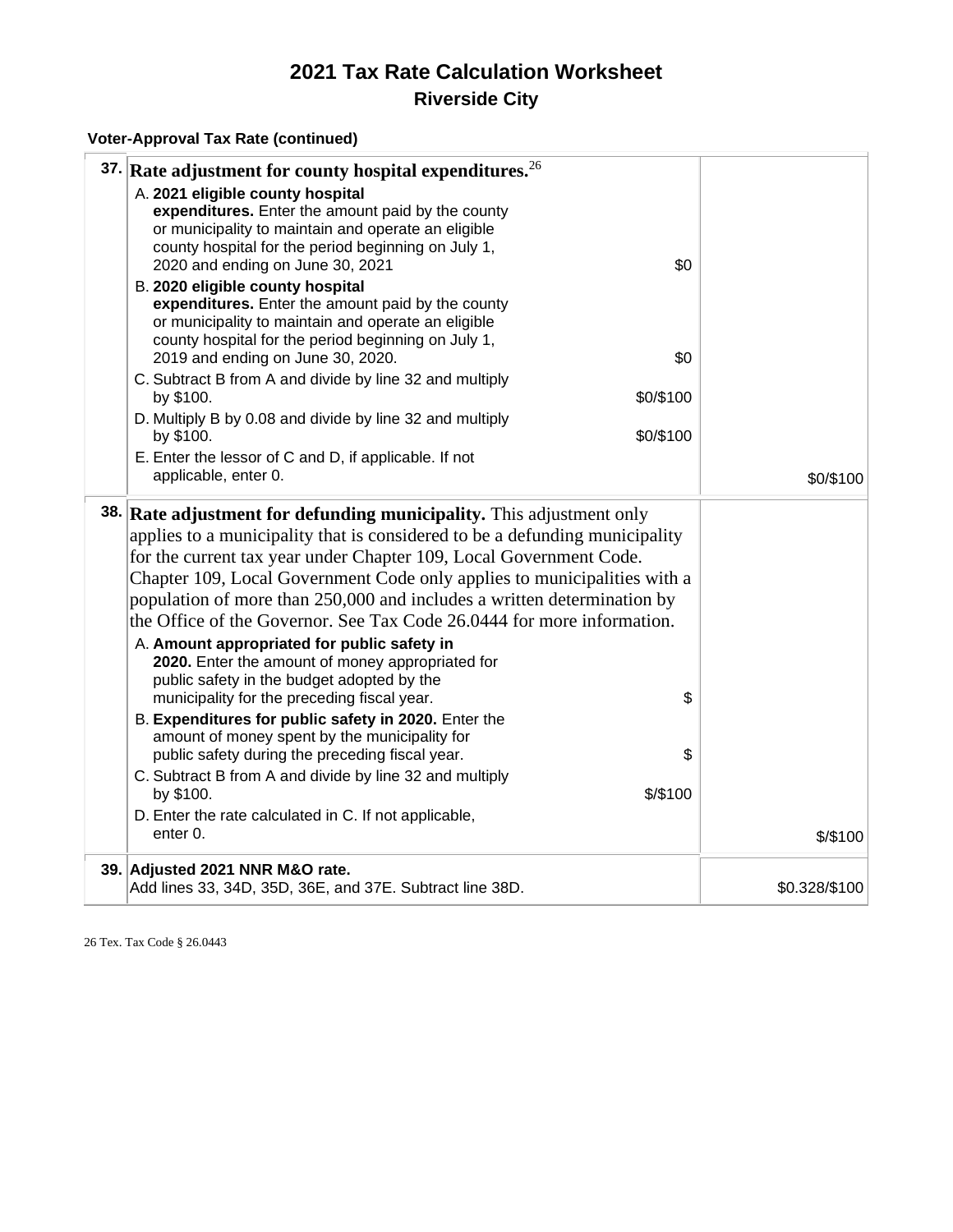# 2021 Tax Rate Calculation Worksheet

## Riverside City

**Voter-Approval Tax Rate (continued)**

| Line | Voter-Approval Tax Rate Worksheet | | Amount/Rate |
|---|---|---|---|
| 37. | **Rate adjustment for county hospital expenditures.**[26] | | |
| | A. **2021 eligible county hospital expenditures.** Enter the amount paid by the county or municipality to maintain and operate an eligible county hospital for the period beginning on July 1, 2020 and ending on June 30, 2021 | $0 | |
| | B. **2020 eligible county hospital expenditures.** Enter the amount paid by the county or municipality to maintain and operate an eligible county hospital for the period beginning on July 1, 2019 and ending on June 30, 2020. | $0 | |
| | C. Subtract B from A and divide by line 32 and multiply by $100. | $0/$100 | |
| | D. Multiply B by 0.08 and divide by line 32 and multiply by $100. | $0/$100 | |
| | E. Enter the lessor of C and D, if applicable. If not applicable, enter 0. | | $0/$100 |
| 38. | **Rate adjustment for defunding municipality.** This adjustment only applies to a municipality that is considered to be a defunding municipality for the current tax year under Chapter 109, Local Government Code. Chapter 109, Local Government Code only applies to municipalities with a population of more than 250,000 and includes a written determination by the Office of the Governor. See Tax Code 26.0444 for more information. | | |
| | A. **Amount appropriated for public safety in 2020.** Enter the amount of money appropriated for public safety in the budget adopted by the municipality for the preceding fiscal year. | $ | |
| | B. **Expenditures for public safety in 2020.** Enter the amount of money spent by the municipality for public safety during the preceding fiscal year. | $ | |
| | C. Subtract B from A and divide by line 32 and multiply by $100. | $/$100 | |
| | D. Enter the rate calculated in C. If not applicable, enter 0. | | $/$100 |
| 39. | **Adjusted 2021 NNR M&O rate.** Add lines 33, 34D, 35D, 36E, and 37E. Subtract line 38D. | | $0.328/$100 |

26 Tex. Tax Code § 26.0443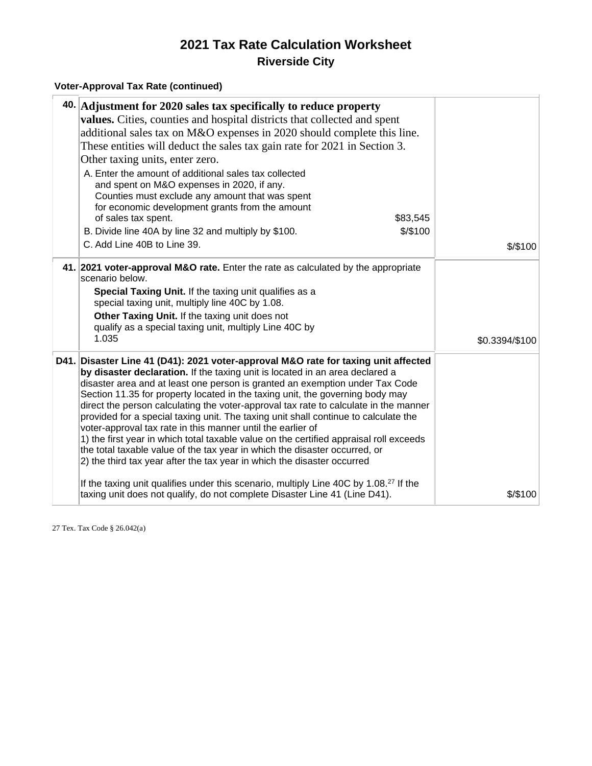# 2021 Tax Rate Calculation Worksheet

## Riverside City

**Voter-Approval Tax Rate (continued)**

| | | |
|---|---|---|
| **40.** | **Adjustment for 2020 sales tax specifically to reduce property values.** Cities, counties and hospital districts that collected and spent additional sales tax on M&O expenses in 2020 should complete this line. These entities will deduct the sales tax gain rate for 2021 in Section 3. Other taxing units, enter zero.<br>A. Enter the amount of additional sales tax collected and spent on M&O expenses in 2020, if any. Counties must exclude any amount that was spent for economic development grants from the amount of sales tax spent. $83,545<br>B. Divide line 40A by line 32 and multiply by $100. $/$100<br>C. Add Line 40B to Line 39. | $/$100 |
| **41.** | **2021 voter-approval M&O rate.** Enter the rate as calculated by the appropriate scenario below.<br>**Special Taxing Unit.** If the taxing unit qualifies as a special taxing unit, multiply line 40C by 1.08.<br>**Other Taxing Unit.** If the taxing unit does not qualify as a special taxing unit, multiply Line 40C by 1.035 | $0.3394/$100 |
| **D41.** | **Disaster Line 41 (D41): 2021 voter-approval M&O rate for taxing unit affected by disaster declaration.** If the taxing unit is located in an area declared a disaster area and at least one person is granted an exemption under Tax Code Section 11.35 for property located in the taxing unit, the governing body may direct the person calculating the voter-approval tax rate to calculate in the manner provided for a special taxing unit. The taxing unit shall continue to calculate the voter-approval tax rate in this manner until the earlier of<br>1) the first year in which total taxable value on the certified appraisal roll exceeds the total taxable value of the tax year in which the disaster occurred, or<br>2) the third tax year after the tax year in which the disaster occurred<br><br>If the taxing unit qualifies under this scenario, multiply Line 40C by 1.08.[27] If the taxing unit does not qualify, do not complete Disaster Line 41 (Line D41). | $/$100 |

27 Tex. Tax Code § 26.042(a)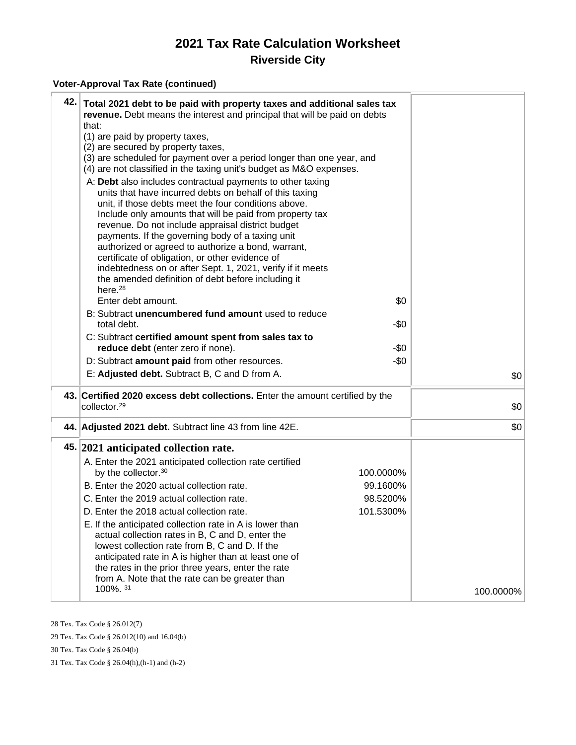# 2021 Tax Rate Calculation Worksheet

## Riverside City

### Voter-Approval Tax Rate (continued)

| Line | Description | | Amount |
|---|---|---|---|
| 42. | **Total 2021 debt to be paid with property taxes and additional sales tax revenue.** Debt means the interest and principal that will be paid on debts that:<br>(1) are paid by property taxes,<br>(2) are secured by property taxes,<br>(3) are scheduled for payment over a period longer than one year, and<br>(4) are not classified in the taxing unit's budget as M&O expenses. | | |
| | A: **Debt** also includes contractual payments to other taxing units that have incurred debts on behalf of this taxing unit, if those debts meet the four conditions above. Include only amounts that will be paid from property tax revenue. Do not include appraisal district budget payments. If the governing body of a taxing unit authorized or agreed to authorize a bond, warrant, certificate of obligation, or other evidence of indebtedness on or after Sept. 1, 2021, verify if it meets the amended definition of debt before including it here.[28]<br>Enter debt amount. | $0 | |
| | B: Subtract **unencumbered fund amount** used to reduce total debt. | -$0 | |
| | C: Subtract **certified amount spent from sales tax to reduce debt** (enter zero if none). | -$0 | |
| | D: Subtract **amount paid** from other resources. | -$0 | |
| | E: **Adjusted debt.** Subtract B, C and D from A. | | $0 |
| 43. | **Certified 2020 excess debt collections.** Enter the amount certified by the collector.[29] | | $0 |
| 44. | **Adjusted 2021 debt.** Subtract line 43 from line 42E. | | $0 |
| 45. | **2021 anticipated collection rate.** | | |
| | A. Enter the 2021 anticipated collection rate certified by the collector.[30] | 100.0000% | |
| | B. Enter the 2020 actual collection rate. | 99.1600% | |
| | C. Enter the 2019 actual collection rate. | 98.5200% | |
| | D. Enter the 2018 actual collection rate. | 101.5300% | |
| | E. If the anticipated collection rate in A is lower than actual collection rates in B, C and D, enter the lowest collection rate from B, C and D. If the anticipated rate in A is higher than at least one of the rates in the prior three years, enter the rate from A. Note that the rate can be greater than 100%. [31] | | 100.0000% |

28 Tex. Tax Code § 26.012(7)

29 Tex. Tax Code § 26.012(10) and 16.04(b)

30 Tex. Tax Code § 26.04(b)

31 Tex. Tax Code § 26.04(h),(h-1) and (h-2)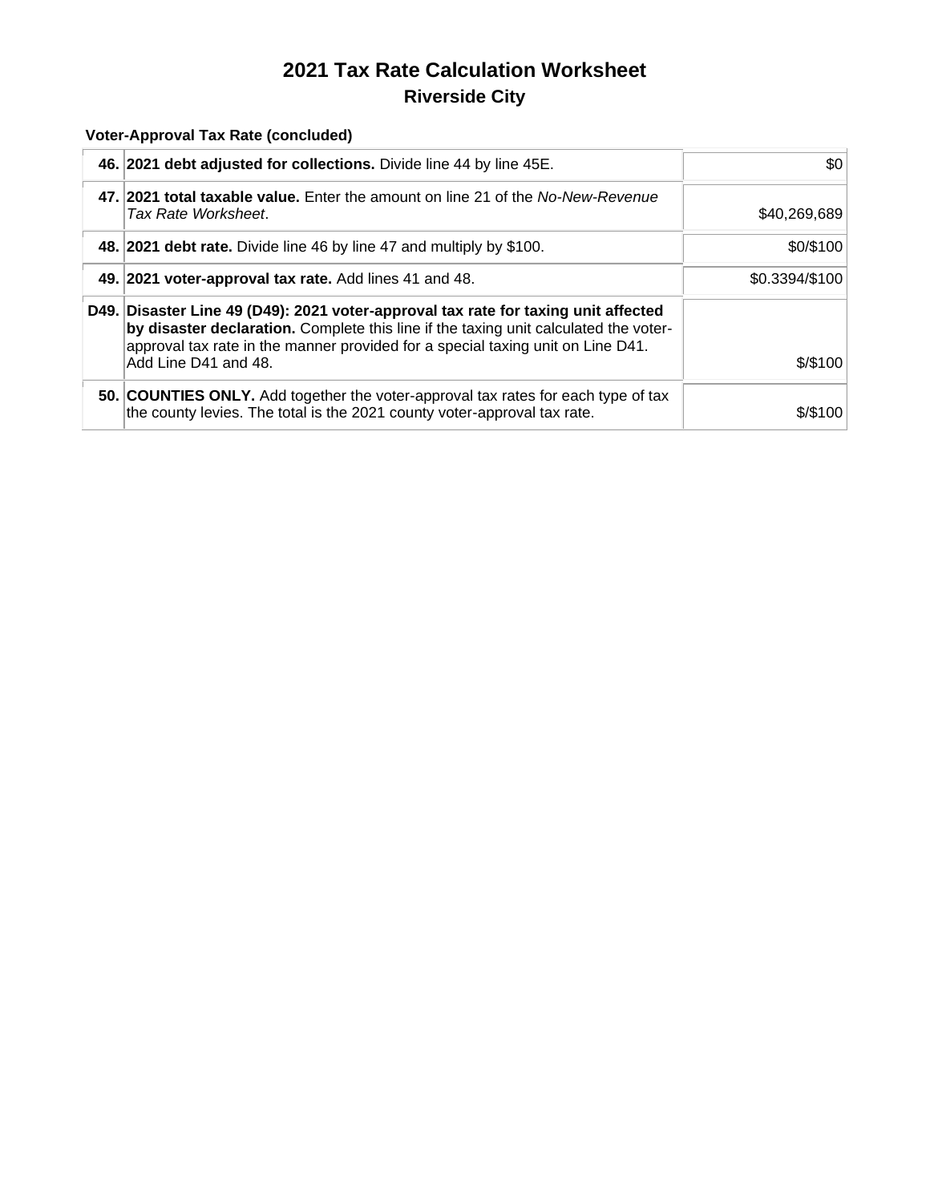# 2021 Tax Rate Calculation Worksheet

## Riverside City

### Voter-Approval Tax Rate (concluded)

| Line | Description | Amount |
| --- | --- | --- |
| 46. | **2021 debt adjusted for collections.** Divide line 44 by line 45E. | $0 |
| 47. | **2021 total taxable value.** Enter the amount on line 21 of the *No-New-Revenue Tax Rate Worksheet*. | $40,269,689 |
| 48. | **2021 debt rate.** Divide line 46 by line 47 and multiply by $100. | $0/$100 |
| 49. | **2021 voter-approval tax rate.** Add lines 41 and 48. | $0.3394/$100 |
| D49. | **Disaster Line 49 (D49): 2021 voter-approval tax rate for taxing unit affected by disaster declaration.** Complete this line if the taxing unit calculated the voter-approval tax rate in the manner provided for a special taxing unit on Line D41. Add Line D41 and 48. | $/$100 |
| 50. | **COUNTIES ONLY.** Add together the voter-approval tax rates for each type of tax the county levies. The total is the 2021 county voter-approval tax rate. | $/$100 |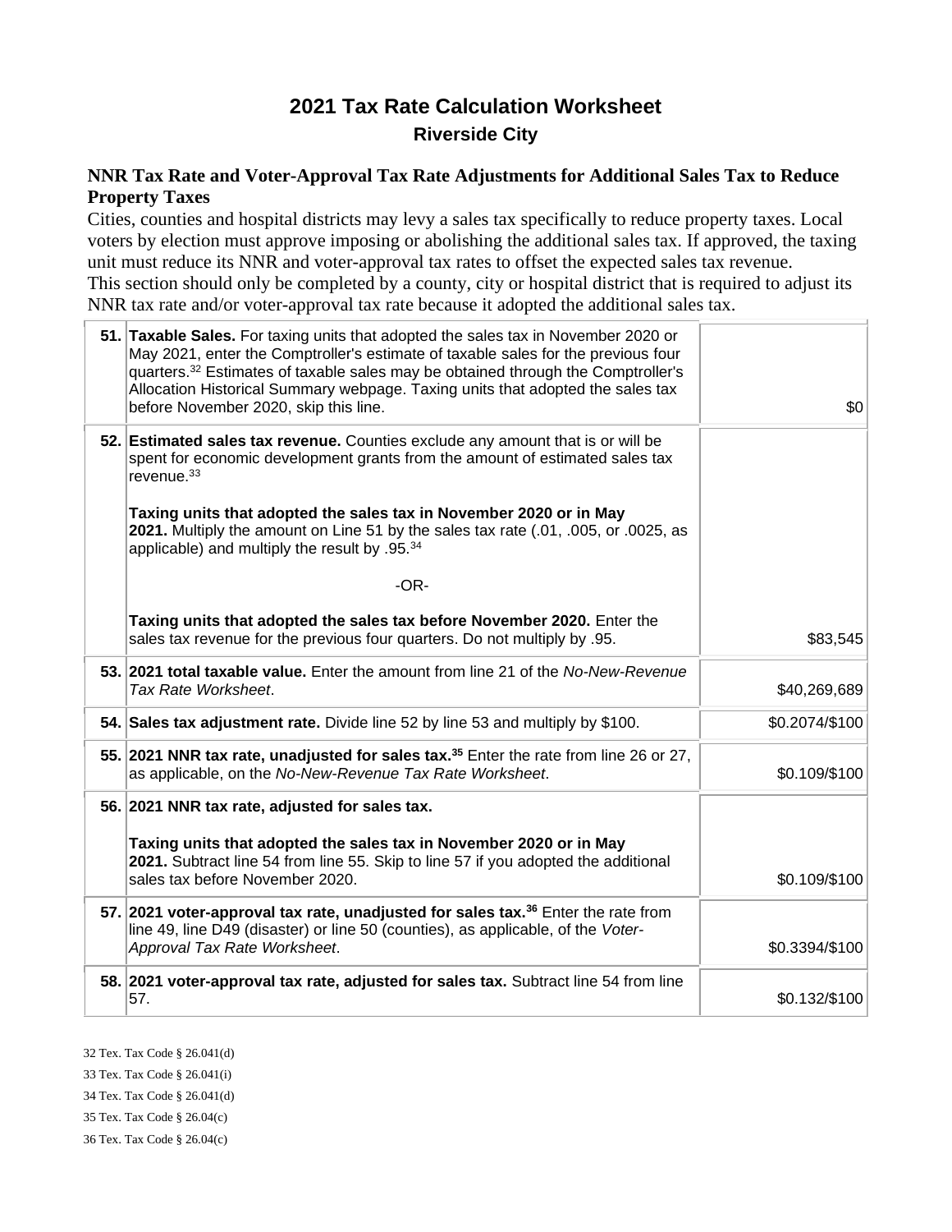# 2021 Tax Rate Calculation Worksheet

## Riverside City

### NNR Tax Rate and Voter-Approval Tax Rate Adjustments for Additional Sales Tax to Reduce Property Taxes

Cities, counties and hospital districts may levy a sales tax specifically to reduce property taxes. Local voters by election must approve imposing or abolishing the additional sales tax. If approved, the taxing unit must reduce its NNR and voter-approval tax rates to offset the expected sales tax revenue.

This section should only be completed by a county, city or hospital district that is required to adjust its NNR tax rate and/or voter-approval tax rate because it adopted the additional sales tax.

| Line | Description | Amount |
|---|---|---|
| 51. | **Taxable Sales.** For taxing units that adopted the sales tax in November 2020 or May 2021, enter the Comptroller's estimate of taxable sales for the previous four quarters.[32] Estimates of taxable sales may be obtained through the Comptroller's Allocation Historical Summary webpage. Taxing units that adopted the sales tax before November 2020, skip this line. | $0 |
| 52. | **Estimated sales tax revenue.** Counties exclude any amount that is or will be spent for economic development grants from the amount of estimated sales tax revenue.[33]<br><br>**Taxing units that adopted the sales tax in November 2020 or in May 2021.** Multiply the amount on Line 51 by the sales tax rate (.01, .005, or .0025, as applicable) and multiply the result by .95.[34]<br><br>-OR-<br><br>**Taxing units that adopted the sales tax before November 2020.** Enter the sales tax revenue for the previous four quarters. Do not multiply by .95. | $83,545 |
| 53. | **2021 total taxable value.** Enter the amount from line 21 of the *No-New-Revenue Tax Rate Worksheet*. | $40,269,689 |
| 54. | **Sales tax adjustment rate.** Divide line 52 by line 53 and multiply by $100. | $0.2074/$100 |
| 55. | **2021 NNR tax rate, unadjusted for sales tax.**[35] Enter the rate from line 26 or 27, as applicable, on the *No-New-Revenue Tax Rate Worksheet*. | $0.109/$100 |
| 56. | **2021 NNR tax rate, adjusted for sales tax.**<br><br>**Taxing units that adopted the sales tax in November 2020 or in May 2021.** Subtract line 54 from line 55. Skip to line 57 if you adopted the additional sales tax before November 2020. | $0.109/$100 |
| 57. | **2021 voter-approval tax rate, unadjusted for sales tax.**[36] Enter the rate from line 49, line D49 (disaster) or line 50 (counties), as applicable, of the *Voter-Approval Tax Rate Worksheet*. | $0.3394/$100 |
| 58. | **2021 voter-approval tax rate, adjusted for sales tax.** Subtract line 54 from line 57. | $0.132/$100 |

32 Tex. Tax Code § 26.041(d)

33 Tex. Tax Code § 26.041(i)

34 Tex. Tax Code § 26.041(d)

35 Tex. Tax Code § 26.04(c)

36 Tex. Tax Code § 26.04(c)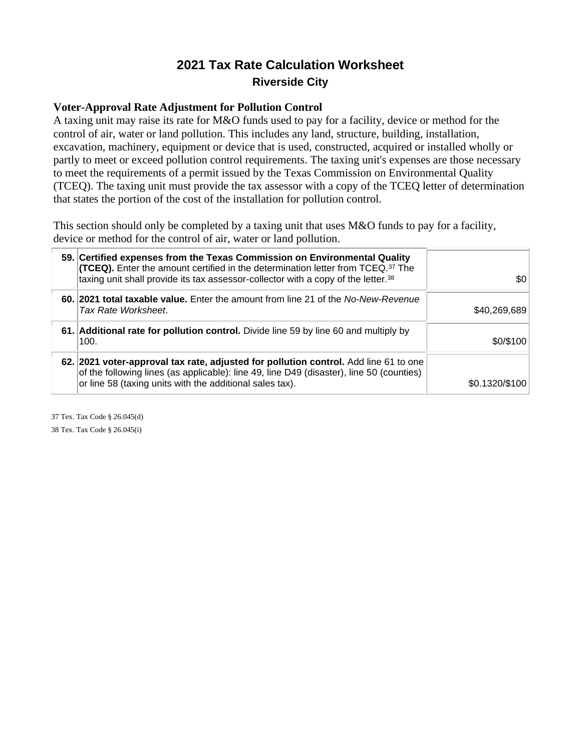# 2021 Tax Rate Calculation Worksheet

## Riverside City

### Voter-Approval Rate Adjustment for Pollution Control

A taxing unit may raise its rate for M&O funds used to pay for a facility, device or method for the control of air, water or land pollution. This includes any land, structure, building, installation, excavation, machinery, equipment or device that is used, constructed, acquired or installed wholly or partly to meet or exceed pollution control requirements. The taxing unit's expenses are those necessary to meet the requirements of a permit issued by the Texas Commission on Environmental Quality (TCEQ). The taxing unit must provide the tax assessor with a copy of the TCEQ letter of determination that states the portion of the cost of the installation for pollution control.

This section should only be completed by a taxing unit that uses M&O funds to pay for a facility, device or method for the control of air, water or land pollution.

| Line | Description | Amount |
|---|---|---|
| 59. | **Certified expenses from the Texas Commission on Environmental Quality (TCEQ).** Enter the amount certified in the determination letter from TCEQ.[37] The taxing unit shall provide its tax assessor-collector with a copy of the letter.[38] | $0 |
| 60. | **2021 total taxable value.** Enter the amount from line 21 of the *No-New-Revenue Tax Rate Worksheet*. | $40,269,689 |
| 61. | **Additional rate for pollution control.** Divide line 59 by line 60 and multiply by 100. | $0/$100 |
| 62. | **2021 voter-approval tax rate, adjusted for pollution control.** Add line 61 to one of the following lines (as applicable): line 49, line D49 (disaster), line 50 (counties) or line 58 (taxing units with the additional sales tax). | $0.1320/$100 |

37 Tex. Tax Code § 26.045(d)

38 Tex. Tax Code § 26.045(i)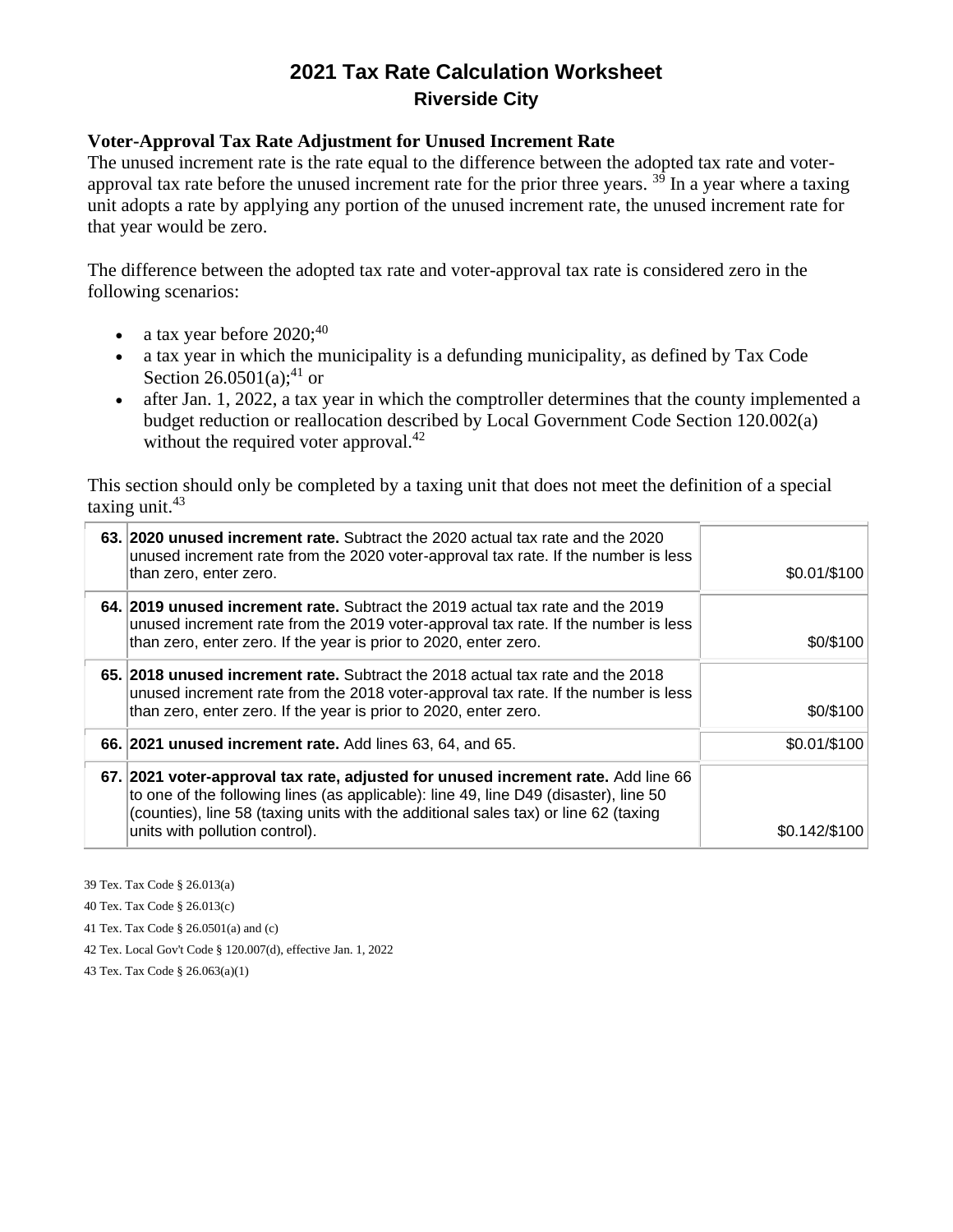# 2021 Tax Rate Calculation Worksheet

## Riverside City

### Voter-Approval Tax Rate Adjustment for Unused Increment Rate

The unused increment rate is the rate equal to the difference between the adopted tax rate and voter-approval tax rate before the unused increment rate for the prior three years. [39] In a year where a taxing unit adopts a rate by applying any portion of the unused increment rate, the unused increment rate for that year would be zero.

The difference between the adopted tax rate and voter-approval tax rate is considered zero in the following scenarios:

- a tax year before 2020;[40]
- a tax year in which the municipality is a defunding municipality, as defined by Tax Code Section 26.0501(a);[41] or
- after Jan. 1, 2022, a tax year in which the comptroller determines that the county implemented a budget reduction or reallocation described by Local Government Code Section 120.002(a) without the required voter approval.[42]

This section should only be completed by a taxing unit that does not meet the definition of a special taxing unit.[43]

| Line | Description | Amount |
|---|---|---|
| 63. | **2020 unused increment rate.** Subtract the 2020 actual tax rate and the 2020 unused increment rate from the 2020 voter-approval tax rate. If the number is less than zero, enter zero. | $0.01/$100 |
| 64. | **2019 unused increment rate.** Subtract the 2019 actual tax rate and the 2019 unused increment rate from the 2019 voter-approval tax rate. If the number is less than zero, enter zero. If the year is prior to 2020, enter zero. | $0/$100 |
| 65. | **2018 unused increment rate.** Subtract the 2018 actual tax rate and the 2018 unused increment rate from the 2018 voter-approval tax rate. If the number is less than zero, enter zero. If the year is prior to 2020, enter zero. | $0/$100 |
| 66. | **2021 unused increment rate.** Add lines 63, 64, and 65. | $0.01/$100 |
| 67. | **2021 voter-approval tax rate, adjusted for unused increment rate.** Add line 66 to one of the following lines (as applicable): line 49, line D49 (disaster), line 50 (counties), line 58 (taxing units with the additional sales tax) or line 62 (taxing units with pollution control). | $0.142/$100 |

39 Tex. Tax Code § 26.013(a)

40 Tex. Tax Code § 26.013(c)

41 Tex. Tax Code § 26.0501(a) and (c)

42 Tex. Local Gov't Code § 120.007(d), effective Jan. 1, 2022

43 Tex. Tax Code § 26.063(a)(1)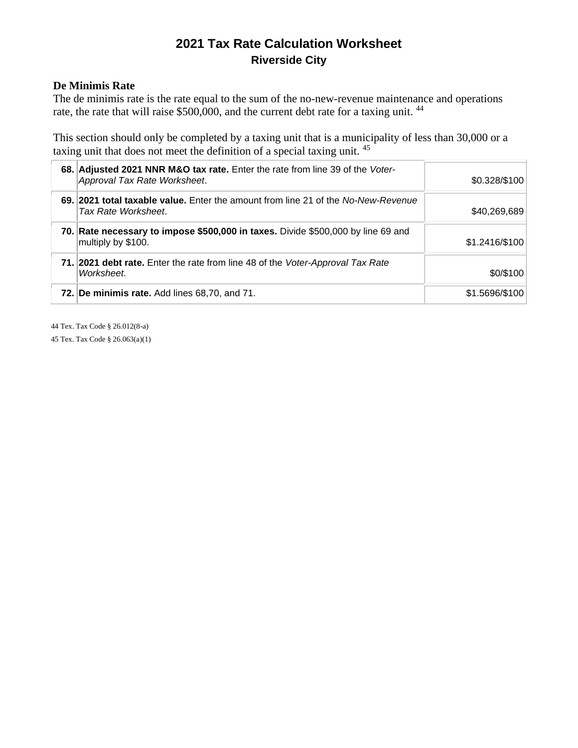# 2021 Tax Rate Calculation Worksheet
## Riverside City

### De Minimis Rate

The de minimis rate is the rate equal to the sum of the no-new-revenue maintenance and operations rate, the rate that will raise $500,000, and the current debt rate for a taxing unit. [44]

This section should only be completed by a taxing unit that is a municipality of less than 30,000 or a taxing unit that does not meet the definition of a special taxing unit. [45]

| | | |
|---|---|---|
| **68.** | **Adjusted 2021 NNR M&O tax rate.** Enter the rate from line 39 of the *Voter-Approval Tax Rate Worksheet*. | $0.328/$100 |
| **69.** | **2021 total taxable value.** Enter the amount from line 21 of the *No-New-Revenue Tax Rate Worksheet*. | $40,269,689 |
| **70.** | **Rate necessary to impose $500,000 in taxes.** Divide $500,000 by line 69 and multiply by $100. | $1.2416/$100 |
| **71.** | **2021 debt rate.** Enter the rate from line 48 of the *Voter-Approval Tax Rate Worksheet*. | $0/$100 |
| **72.** | **De minimis rate.** Add lines 68,70, and 71. | $1.5696/$100 |

44 Tex. Tax Code § 26.012(8-a)

45 Tex. Tax Code § 26.063(a)(1)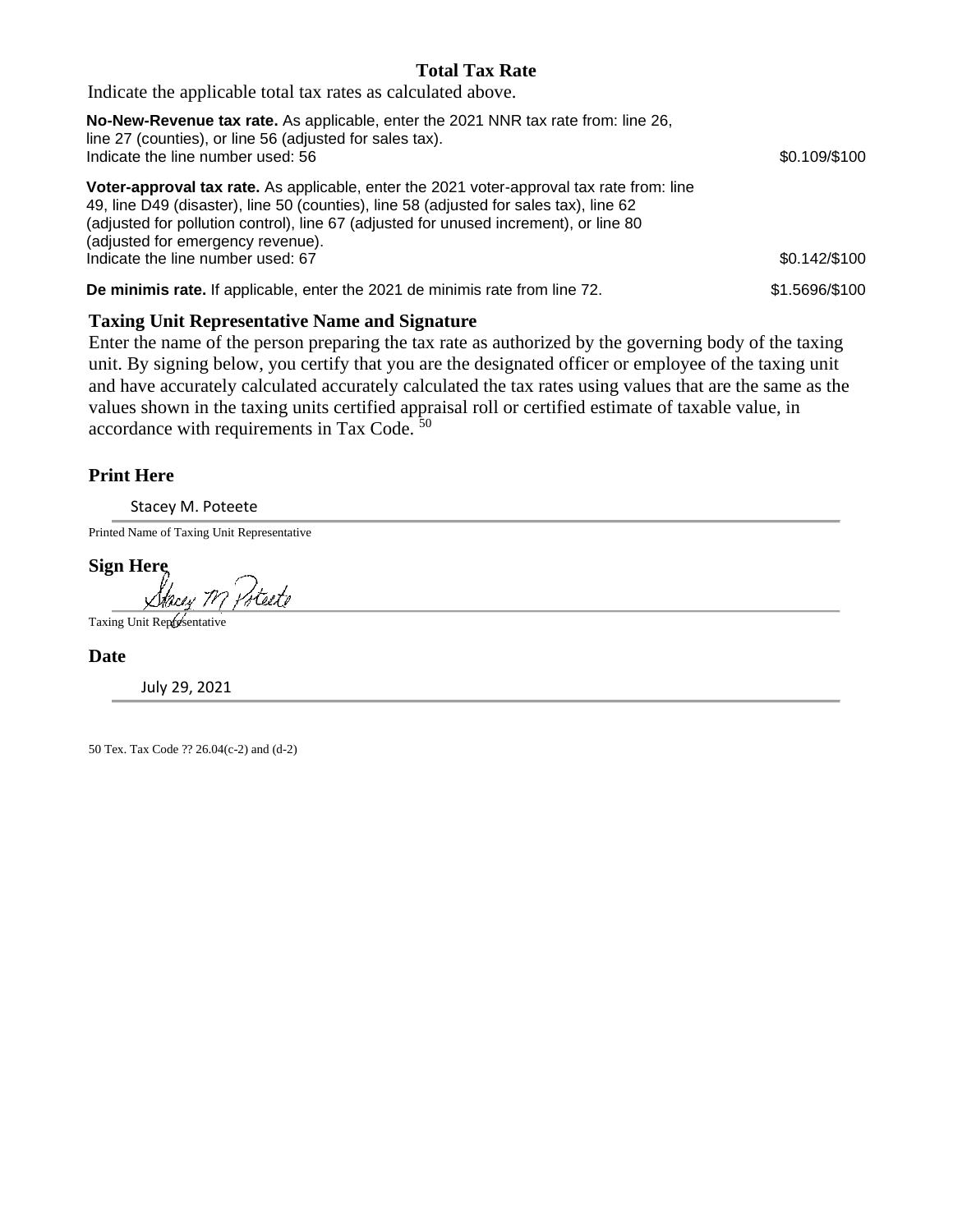## Total Tax Rate

Indicate the applicable total tax rates as calculated above.

**No-New-Revenue tax rate.** As applicable, enter the 2021 NNR tax rate from: line 26, line 27 (counties), or line 56 (adjusted for sales tax).
Indicate the line number used: 56 — $0.109/$100

**Voter-approval tax rate.** As applicable, enter the 2021 voter-approval tax rate from: line 49, line D49 (disaster), line 50 (counties), line 58 (adjusted for sales tax), line 62 (adjusted for pollution control), line 67 (adjusted for unused increment), or line 80 (adjusted for emergency revenue).
Indicate the line number used: 67 — $0.142/$100

**De minimis rate.** If applicable, enter the 2021 de minimis rate from line 72. — $1.5696/$100

## Taxing Unit Representative Name and Signature

Enter the name of the person preparing the tax rate as authorized by the governing body of the taxing unit. By signing below, you certify that you are the designated officer or employee of the taxing unit and have accurately calculated accurately calculated the tax rates using values that are the same as the values shown in the taxing units certified appraisal roll or certified estimate of taxable value, in accordance with requirements in Tax Code. [50]

**Print Here**

Stacey M. Poteete

Printed Name of Taxing Unit Representative

**Sign Here**

Stacey M Poteete

Taxing Unit Representative

**Date**

July 29, 2021

50 Tex. Tax Code ?? 26.04(c-2) and (d-2)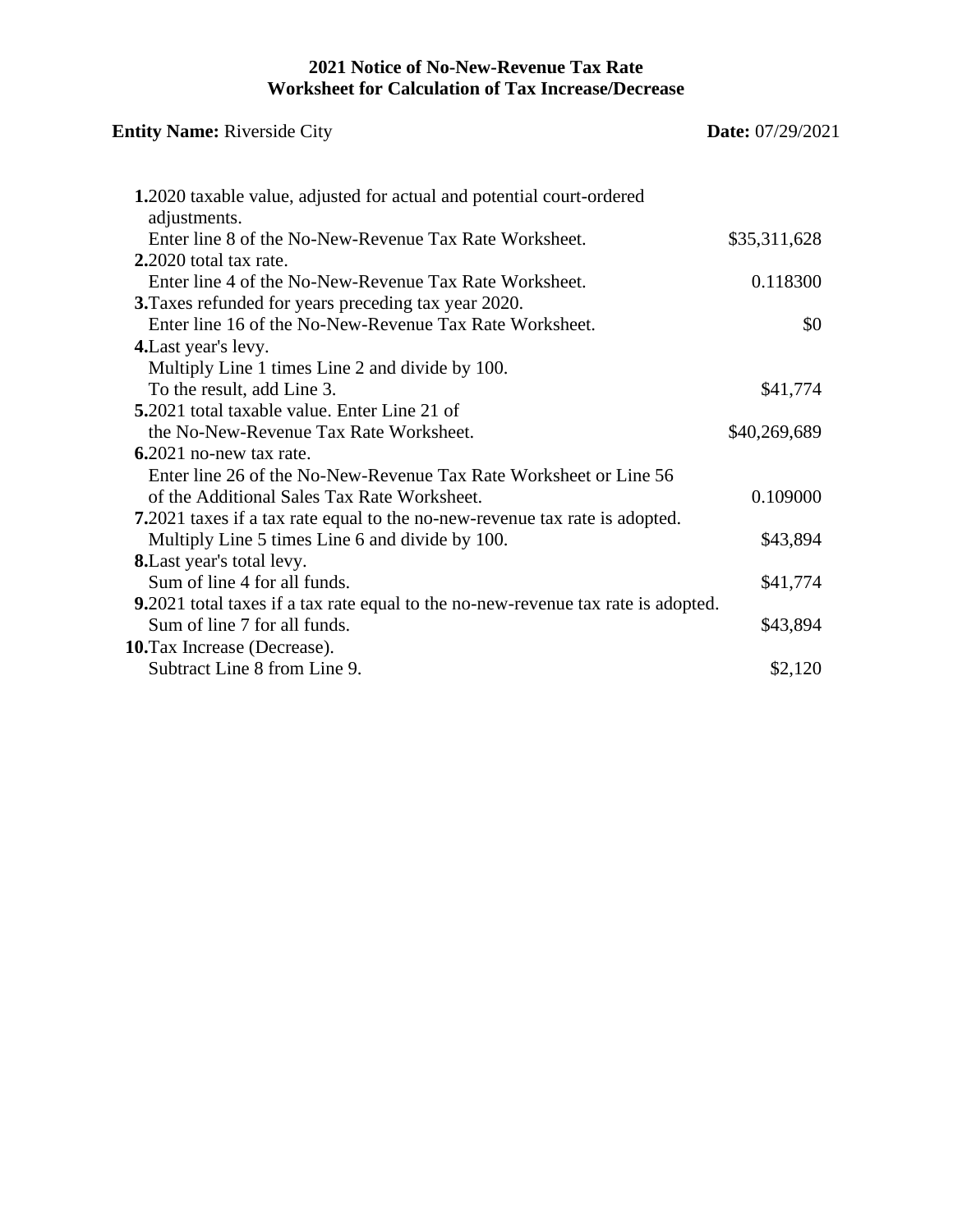**2021 Notice of No-New-Revenue Tax Rate**
**Worksheet for Calculation of Tax Increase/Decrease**

**Entity Name:** Riverside City **Date:** 07/29/2021

| | |
|---|---|
| **1.** 2020 taxable value, adjusted for actual and potential court-ordered adjustments. Enter line 8 of the No-New-Revenue Tax Rate Worksheet. | $35,311,628 |
| **2.** 2020 total tax rate. Enter line 4 of the No-New-Revenue Tax Rate Worksheet. | 0.118300 |
| **3.** Taxes refunded for years preceding tax year 2020. Enter line 16 of the No-New-Revenue Tax Rate Worksheet. | $0 |
| **4.** Last year's levy. Multiply Line 1 times Line 2 and divide by 100. To the result, add Line 3. | $41,774 |
| **5.** 2021 total taxable value. Enter Line 21 of the No-New-Revenue Tax Rate Worksheet. | $40,269,689 |
| **6.** 2021 no-new tax rate. Enter line 26 of the No-New-Revenue Tax Rate Worksheet or Line 56 of the Additional Sales Tax Rate Worksheet. | 0.109000 |
| **7.** 2021 taxes if a tax rate equal to the no-new-revenue tax rate is adopted. Multiply Line 5 times Line 6 and divide by 100. | $43,894 |
| **8.** Last year's total levy. Sum of line 4 for all funds. | $41,774 |
| **9.** 2021 total taxes if a tax rate equal to the no-new-revenue tax rate is adopted. Sum of line 7 for all funds. | $43,894 |
| **10.** Tax Increase (Decrease). Subtract Line 8 from Line 9. | $2,120 |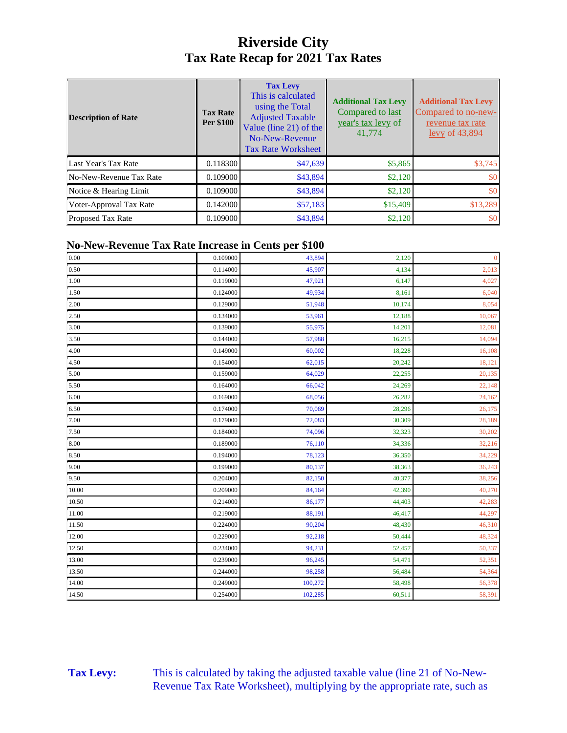# Riverside City

## Tax Rate Recap for 2021 Tax Rates

| Description of Rate | Tax Rate Per $100 | Tax Levy This is calculated using the Total Adjusted Taxable Value (line 21) of the No-New-Revenue Tax Rate Worksheet | Additional Tax Levy Compared to last year's tax levy of 41,774 | Additional Tax Levy Compared to no-new-revenue tax rate levy of 43,894 |
|---|---|---|---|---|
| Last Year's Tax Rate | 0.118300 | $47,639 | $5,865 | $3,745 |
| No-New-Revenue Tax Rate | 0.109000 | $43,894 | $2,120 | $0 |
| Notice & Hearing Limit | 0.109000 | $43,894 | $2,120 | $0 |
| Voter-Approval Tax Rate | 0.142000 | $57,183 | $15,409 | $13,289 |
| Proposed Tax Rate | 0.109000 | $43,894 | $2,120 | $0 |

### No-New-Revenue Tax Rate Increase in Cents per $100

| | | | | |
|---|---|---|---|---|
| 0.00 | 0.109000 | 43,894 | 2,120 | 0 |
| 0.50 | 0.114000 | 45,907 | 4,134 | 2,013 |
| 1.00 | 0.119000 | 47,921 | 6,147 | 4,027 |
| 1.50 | 0.124000 | 49,934 | 8,161 | 6,040 |
| 2.00 | 0.129000 | 51,948 | 10,174 | 8,054 |
| 2.50 | 0.134000 | 53,961 | 12,188 | 10,067 |
| 3.00 | 0.139000 | 55,975 | 14,201 | 12,081 |
| 3.50 | 0.144000 | 57,988 | 16,215 | 14,094 |
| 4.00 | 0.149000 | 60,002 | 18,228 | 16,108 |
| 4.50 | 0.154000 | 62,015 | 20,242 | 18,121 |
| 5.00 | 0.159000 | 64,029 | 22,255 | 20,135 |
| 5.50 | 0.164000 | 66,042 | 24,269 | 22,148 |
| 6.00 | 0.169000 | 68,056 | 26,282 | 24,162 |
| 6.50 | 0.174000 | 70,069 | 28,296 | 26,175 |
| 7.00 | 0.179000 | 72,083 | 30,309 | 28,189 |
| 7.50 | 0.184000 | 74,096 | 32,323 | 30,202 |
| 8.00 | 0.189000 | 76,110 | 34,336 | 32,216 |
| 8.50 | 0.194000 | 78,123 | 36,350 | 34,229 |
| 9.00 | 0.199000 | 80,137 | 38,363 | 36,243 |
| 9.50 | 0.204000 | 82,150 | 40,377 | 38,256 |
| 10.00 | 0.209000 | 84,164 | 42,390 | 40,270 |
| 10.50 | 0.214000 | 86,177 | 44,403 | 42,283 |
| 11.00 | 0.219000 | 88,191 | 46,417 | 44,297 |
| 11.50 | 0.224000 | 90,204 | 48,430 | 46,310 |
| 12.00 | 0.229000 | 92,218 | 50,444 | 48,324 |
| 12.50 | 0.234000 | 94,231 | 52,457 | 50,337 |
| 13.00 | 0.239000 | 96,245 | 54,471 | 52,351 |
| 13.50 | 0.244000 | 98,258 | 56,484 | 54,364 |
| 14.00 | 0.249000 | 100,272 | 58,498 | 56,378 |
| 14.50 | 0.254000 | 102,285 | 60,511 | 58,391 |

**Tax Levy:** This is calculated by taking the adjusted taxable value (line 21 of No-New-Revenue Tax Rate Worksheet), multiplying by the appropriate rate, such as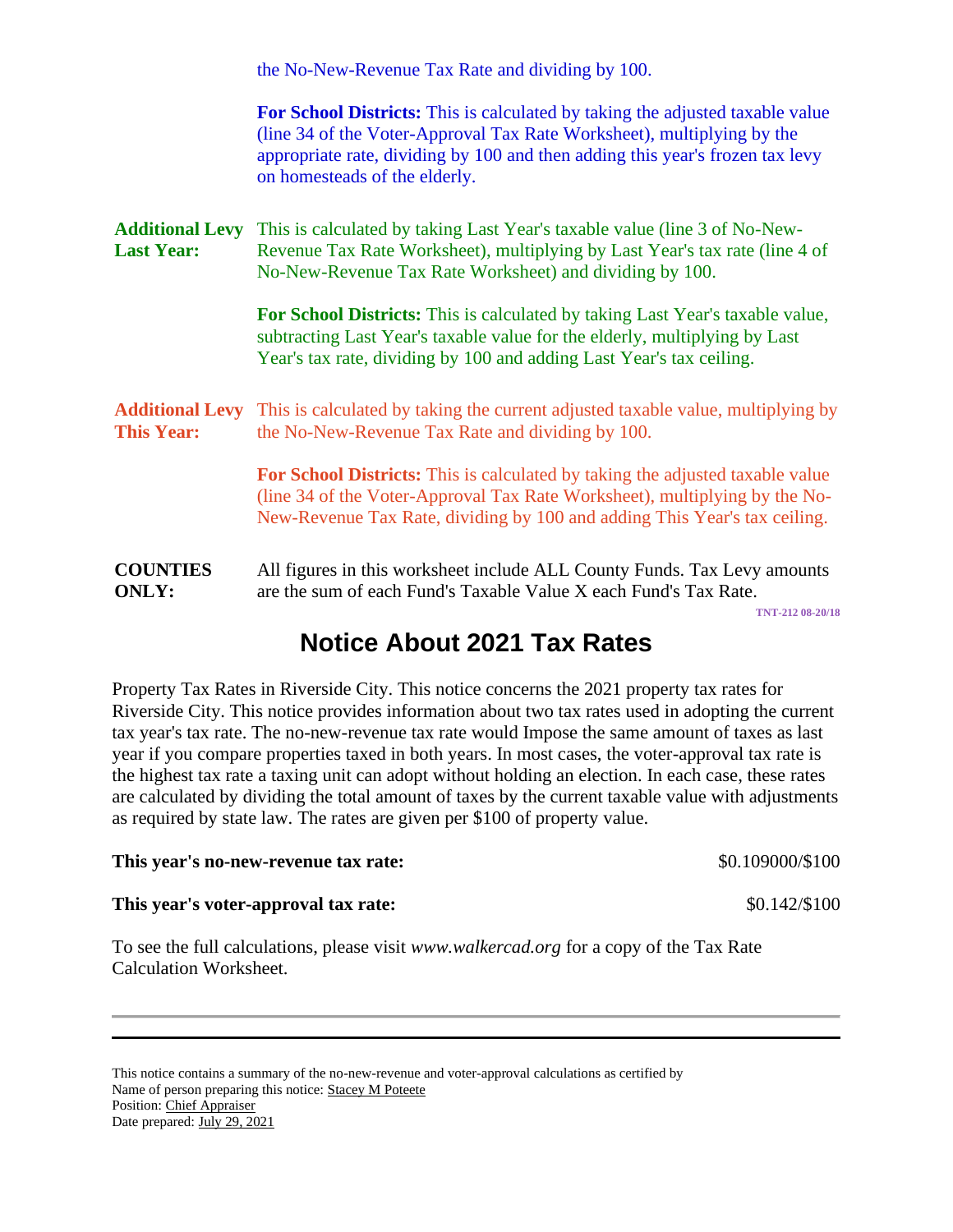the No-New-Revenue Tax Rate and dividing by 100.

**For School Districts:** This is calculated by taking the adjusted taxable value (line 34 of the Voter-Approval Tax Rate Worksheet), multiplying by the appropriate rate, dividing by 100 and then adding this year's frozen tax levy on homesteads of the elderly.

**Additional Levy Last Year:** This is calculated by taking Last Year's taxable value (line 3 of No-New-Revenue Tax Rate Worksheet), multiplying by Last Year's tax rate (line 4 of No-New-Revenue Tax Rate Worksheet) and dividing by 100.

**For School Districts:** This is calculated by taking Last Year's taxable value, subtracting Last Year's taxable value for the elderly, multiplying by Last Year's tax rate, dividing by 100 and adding Last Year's tax ceiling.

**Additional Levy This Year:** This is calculated by taking the current adjusted taxable value, multiplying by the No-New-Revenue Tax Rate and dividing by 100.

**For School Districts:** This is calculated by taking the adjusted taxable value (line 34 of the Voter-Approval Tax Rate Worksheet), multiplying by the No-New-Revenue Tax Rate, dividing by 100 and adding This Year's tax ceiling.

**COUNTIES ONLY:** All figures in this worksheet include ALL County Funds. Tax Levy amounts are the sum of each Fund's Taxable Value X each Fund's Tax Rate.

TNT-212 08-20/18

# Notice About 2021 Tax Rates

Property Tax Rates in Riverside City. This notice concerns the 2021 property tax rates for Riverside City. This notice provides information about two tax rates used in adopting the current tax year's tax rate. The no-new-revenue tax rate would Impose the same amount of taxes as last year if you compare properties taxed in both years. In most cases, the voter-approval tax rate is the highest tax rate a taxing unit can adopt without holding an election. In each case, these rates are calculated by dividing the total amount of taxes by the current taxable value with adjustments as required by state law. The rates are given per $100 of property value.

| | |
|---|---|
| **This year's no-new-revenue tax rate:** | $0.109000/$100 |
| **This year's voter-approval tax rate:** | $0.142/$100 |

To see the full calculations, please visit *www.walkercad.org* for a copy of the Tax Rate Calculation Worksheet.

---

This notice contains a summary of the no-new-revenue and voter-approval calculations as certified by
Name of person preparing this notice: Stacey M Poteete
Position: Chief Appraiser
Date prepared: July 29, 2021